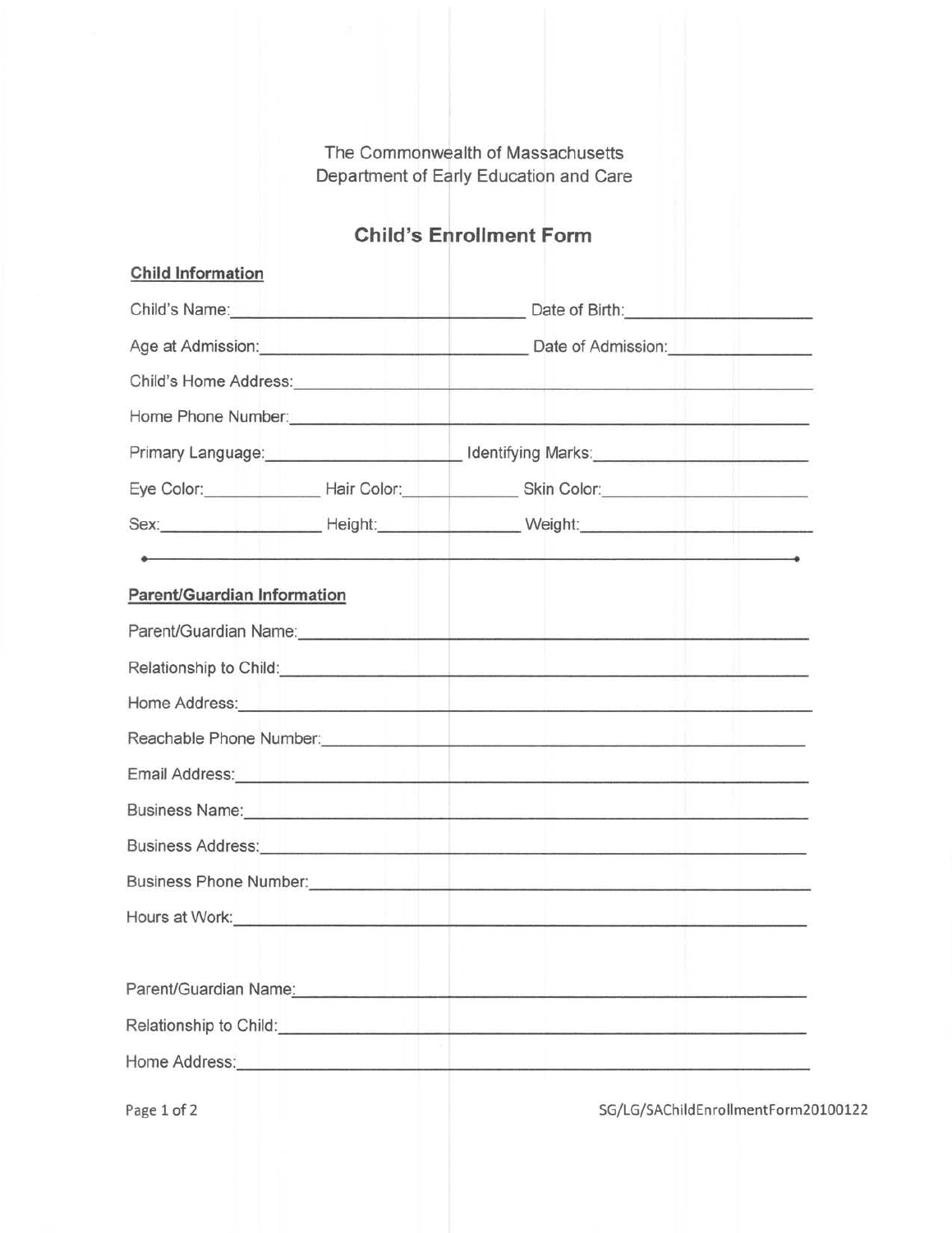The Commonwealth of Massachusetts
Department of Early Education and Care

# Child's Enrollment Form

## Child Information

Child's Name:______________________________ Date of Birth:____________________

Age at Admission:____________________________ Date of Admission:_______________

Child's Home Address:_______________________________________________________

Home Phone Number:________________________________________________________

Primary Language:______________________ Identifying Marks:________________________

Eye Color:______________ Hair Color:______________ Skin Color:______________________

Sex:__________________ Height:________________ Weight:__________________________

---

## Parent/Guardian Information

Parent/Guardian Name:_______________________________________________________

Relationship to Child:________________________________________________________

Home Address:_____________________________________________________________

Reachable Phone Number:____________________________________________________

Email Address:_____________________________________________________________

Business Name:____________________________________________________________

Business Address:__________________________________________________________

Business Phone Number:_____________________________________________________

Hours at Work:_____________________________________________________________

Parent/Guardian Name:_______________________________________________________

Relationship to Child:________________________________________________________

Home Address:_____________________________________________________________

SG/LG/SAChildEnrollmentForm20100122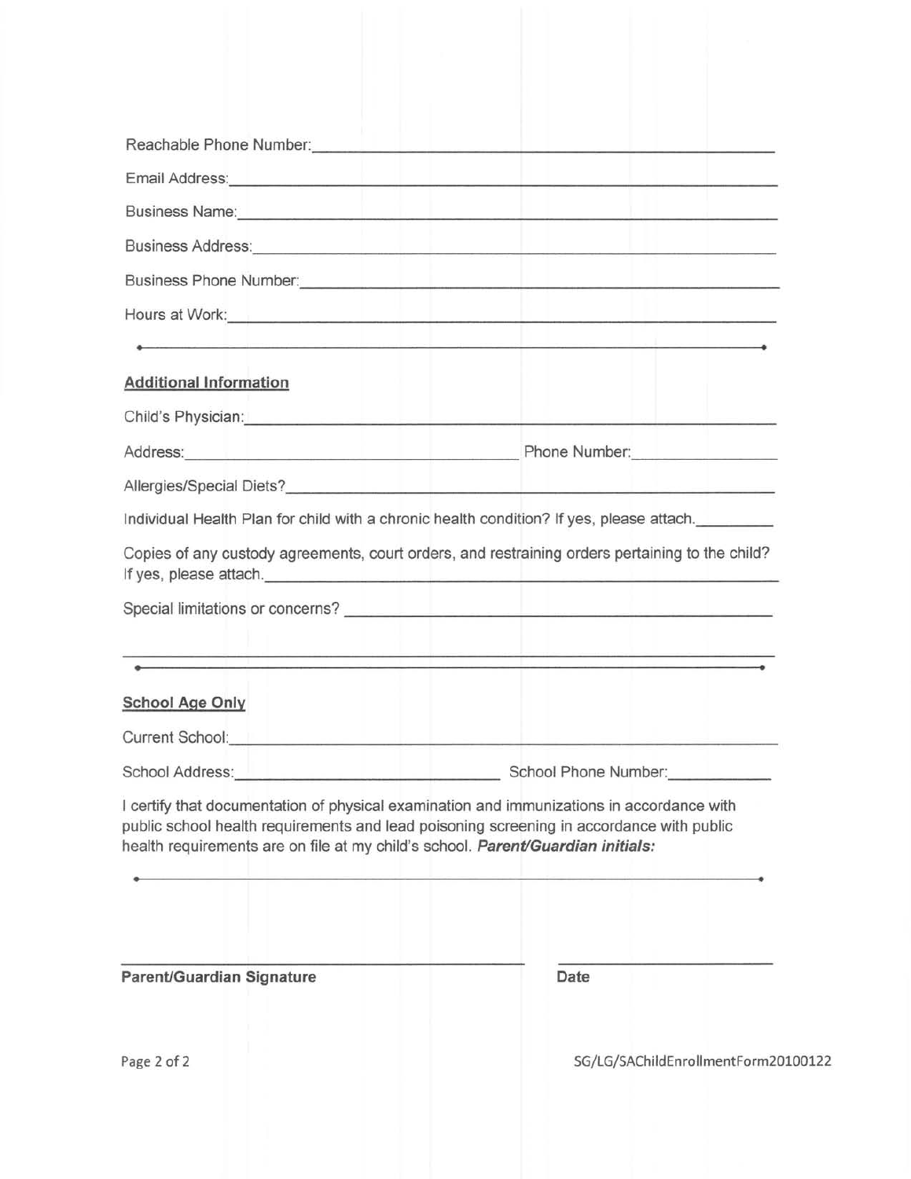Reachable Phone Number: ______________________________

Email Address: ______________________________

Business Name: ______________________________

Business Address: ______________________________

Business Phone Number: ______________________________

Hours at Work: ______________________________

---

**Additional Information**

Child's Physician: ______________________________

Address: ______________________________ Phone Number: ______________

Allergies/Special Diets? ______________________________

Individual Health Plan for child with a chronic health condition? If yes, please attach. __________

Copies of any custody agreements, court orders, and restraining orders pertaining to the child? If yes, please attach. ______________________________

Special limitations or concerns? ______________________________

______________________________

---

**School Age Only**

Current School: ______________________________

School Address: ______________________________ School Phone Number: ______________

I certify that documentation of physical examination and immunizations in accordance with public school health requirements and lead poisoning screening in accordance with public health requirements are on file at my child's school. ***Parent/Guardian initials:***

---

______________________________ ______________

**Parent/Guardian Signature** **Date**

SG/LG/SAChildEnrollmentForm20100122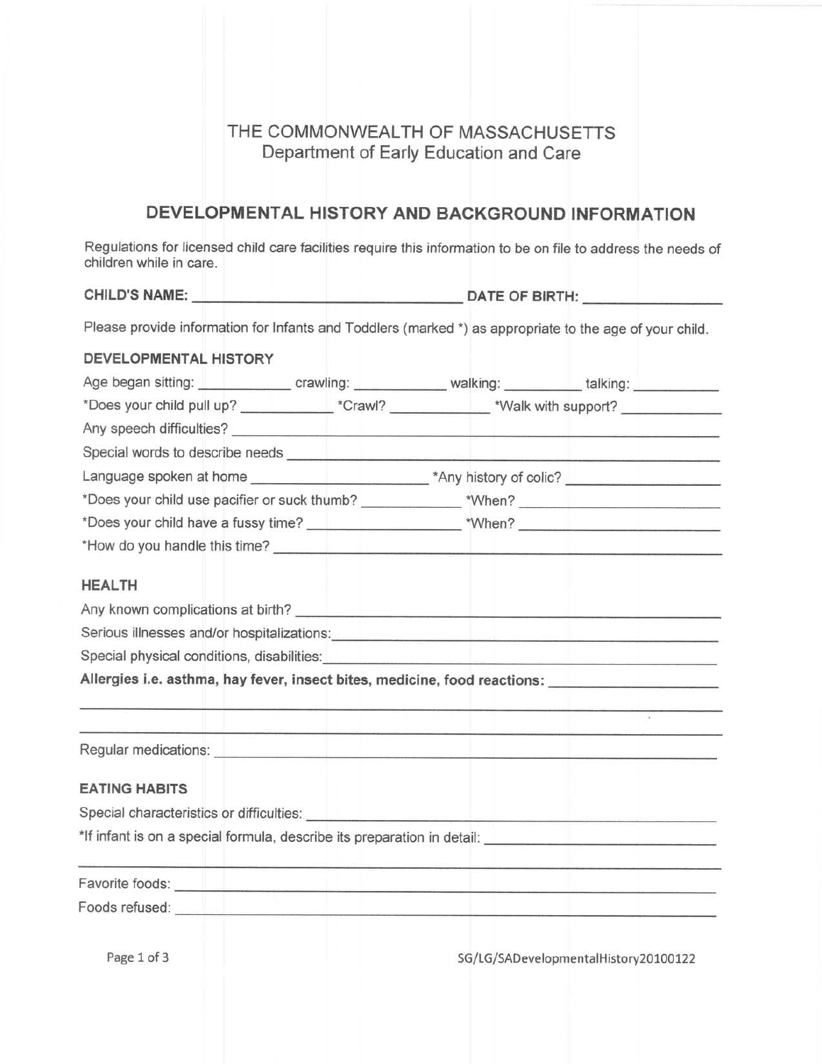THE COMMONWEALTH OF MASSACHUSETTS
Department of Early Education and Care

## DEVELOPMENTAL HISTORY AND BACKGROUND INFORMATION

Regulations for licensed child care facilities require this information to be on file to address the needs of children while in care.

**CHILD'S NAME:** ______________________ **DATE OF BIRTH:** ____________

Please provide information for Infants and Toddlers (marked *) as appropriate to the age of your child.

### DEVELOPMENTAL HISTORY

Age began sitting: __________ crawling: __________ walking: __________ talking: __________

*Does your child pull up? __________ *Crawl? __________ *Walk with support? __________

Any speech difficulties? ______________________________

Special words to describe needs ______________________________

Language spoken at home ____________________ *Any history of colic? ______________

*Does your child use pacifier or suck thumb? __________ *When? ______________

*Does your child have a fussy time? ______________ *When? ______________

*How do you handle this time? ______________________________

### HEALTH

Any known complications at birth? ______________________________

Serious illnesses and/or hospitalizations: ______________________________

Special physical conditions, disabilities: ______________________________

**Allergies i.e. asthma, hay fever, insect bites, medicine, food reactions:** ______________

______________________________

______________________________

Regular medications: ______________________________

### EATING HABITS

Special characteristics or difficulties: ______________________________

*If infant is on a special formula, describe its preparation in detail: ______________

______________________________

Favorite foods: ______________________________

Foods refused: ______________________________

SG/LG/SADevelopmentalHistory20100122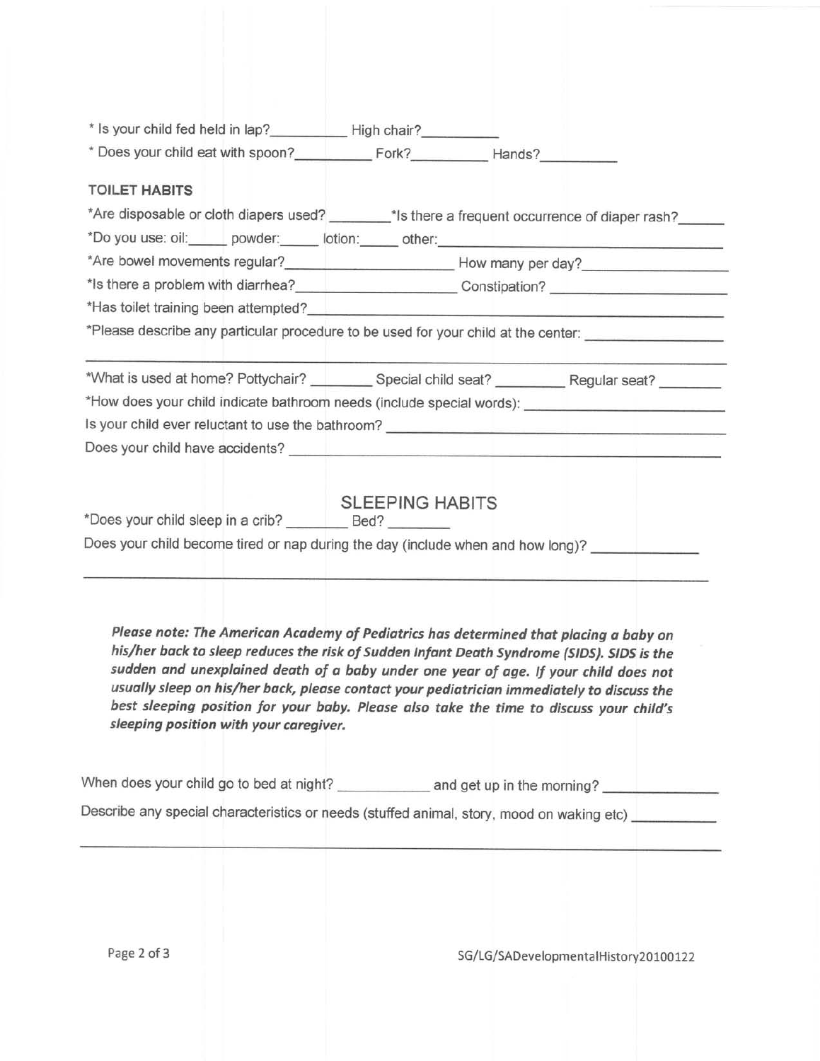* Is your child fed held in lap?__________ High chair?__________

* Does your child eat with spoon?__________ Fork?__________ Hands?__________

**TOILET HABITS**

*Are disposable or cloth diapers used? ________*Is there a frequent occurrence of diaper rash?______

*Do you use: oil:_____ powder:_____ lotion:_____ other:_______________________________________

*Are bowel movements regular?______________________ How many per day?__________________

*Is there a problem with diarrhea?____________________ Constipation? ______________________

*Has toilet training been attempted?__________________________________________________

*Please describe any particular procedure to be used for your child at the center: ________________

______________________________________________________________________________

*What is used at home? Pottychair? ________ Special child seat? _________ Regular seat? ________

*How does your child indicate bathroom needs (include special words): ________________________

Is your child ever reluctant to use the bathroom? __________________________________________

Does your child have accidents? ______________________________________________________

## SLEEPING HABITS

*Does your child sleep in a crib? ________ Bed? ________

Does your child become tired or nap during the day (include when and how long)? _____________

______________________________________________________________________________

***Please note: The American Academy of Pediatrics has determined that placing a baby on his/her back to sleep reduces the risk of Sudden Infant Death Syndrome (SIDS). SIDS is the sudden and unexplained death of a baby under one year of age. If your child does not usually sleep on his/her back, please contact your pediatrician immediately to discuss the best sleeping position for your baby. Please also take the time to discuss your child's sleeping position with your caregiver.***

When does your child go to bed at night? ___________ and get up in the morning? ______________

Describe any special characteristics or needs (stuffed animal, story, mood on waking etc) __________

______________________________________________________________________________

SG/LG/SADevelopmentalHistory20100122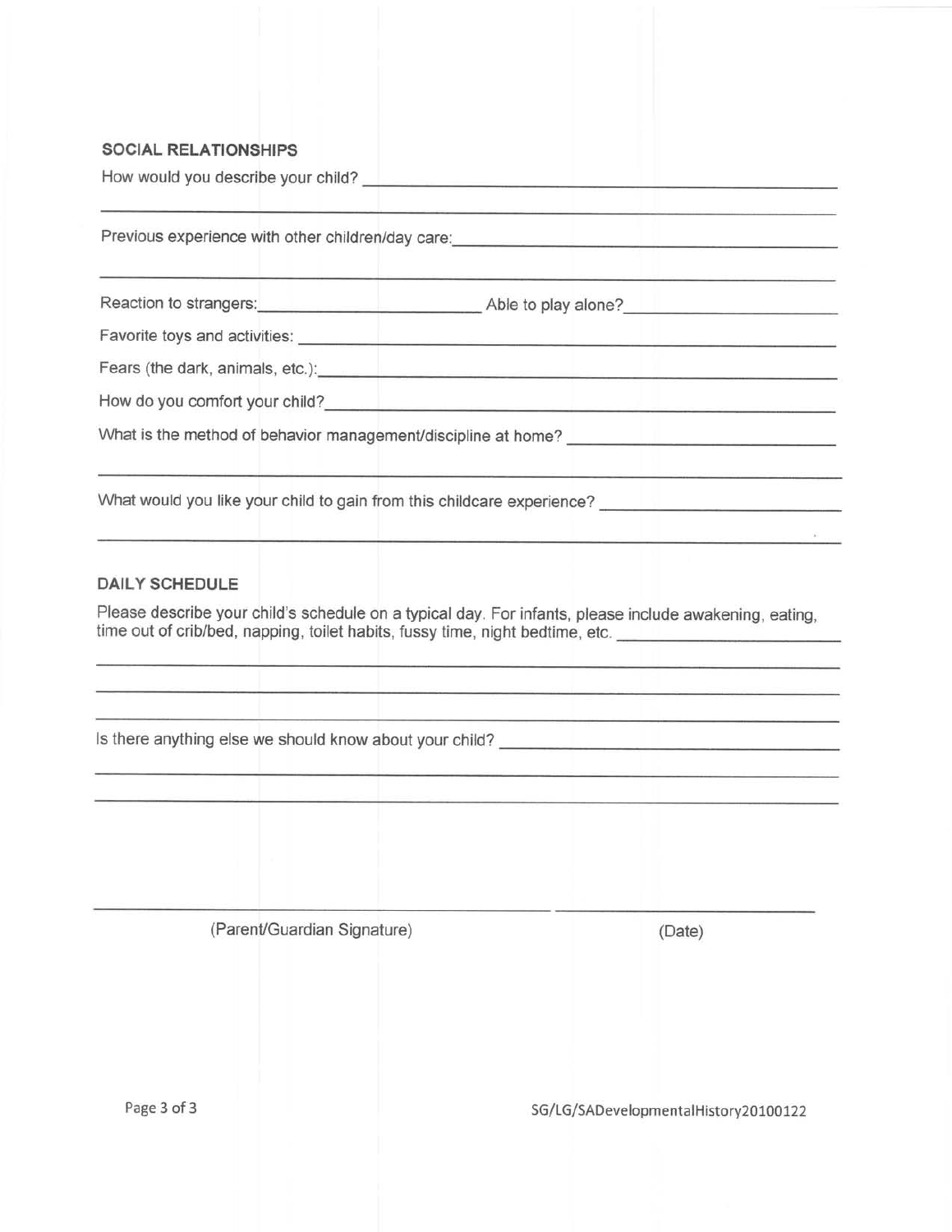### SOCIAL RELATIONSHIPS

How would you describe your child? ________________________________________________

__________________________________________________________________________

Previous experience with other children/day care: ______________________________________

__________________________________________________________________________

Reaction to strangers: ______________________ Able to play alone? ______________________

Favorite toys and activities: _____________________________________________________

Fears (the dark, animals, etc.): __________________________________________________

How do you comfort your child? __________________________________________________

What is the method of behavior management/discipline at home? _________________________

__________________________________________________________________________

What would you like your child to gain from this childcare experience? _____________________

__________________________________________________________________________

### DAILY SCHEDULE

Please describe your child's schedule on a typical day. For infants, please include awakening, eating, time out of crib/bed, napping, toilet habits, fussy time, night bedtime, etc. ______________________

__________________________________________________________________________

__________________________________________________________________________

__________________________________________________________________________

Is there anything else we should know about your child? ________________________________

__________________________________________________________________________

__________________________________________________________________________

______________________________________________ ______________________

(Parent/Guardian Signature) (Date)

SG/LG/SADevelopmentalHistory20100122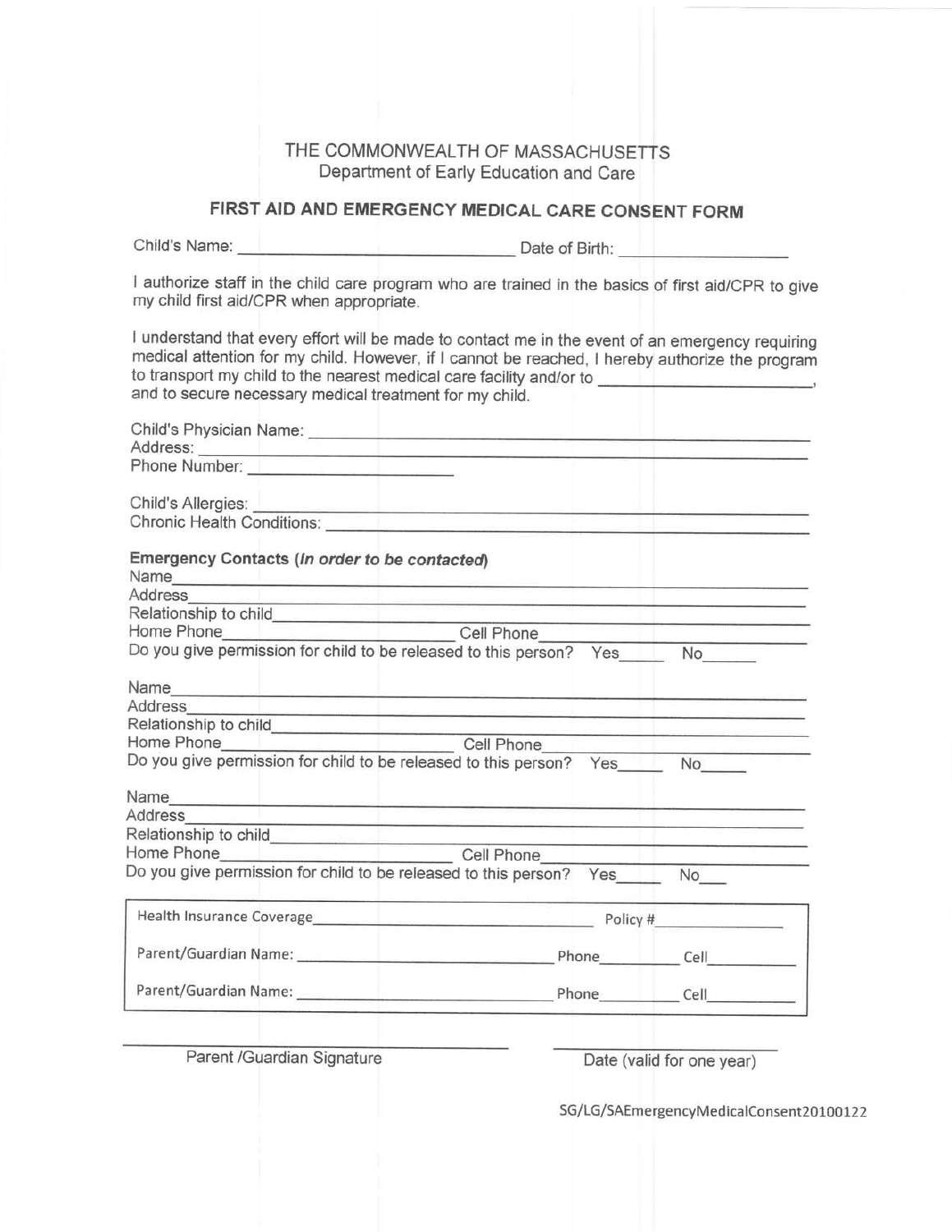THE COMMONWEALTH OF MASSACHUSETTS
Department of Early Education and Care

## FIRST AID AND EMERGENCY MEDICAL CARE CONSENT FORM

Child's Name: ______________________________ Date of Birth: __________________

I authorize staff in the child care program who are trained in the basics of first aid/CPR to give my child first aid/CPR when appropriate.

I understand that every effort will be made to contact me in the event of an emergency requiring medical attention for my child. However, if I cannot be reached, I hereby authorize the program to transport my child to the nearest medical care facility and/or to ______________________, and to secure necessary medical treatment for my child.

Child's Physician Name: ____________________________________________
Address: ____________________________________________
Phone Number: ______________________

Child's Allergies: ____________________________________________
Chronic Health Conditions: ____________________________________________

**Emergency Contacts (*In order to be contacted*)**

Name____________________________________________
Address____________________________________________
Relationship to child____________________________________________
Home Phone________________________ Cell Phone____________________
Do you give permission for child to be released to this person? Yes_____ No______

Name____________________________________________
Address____________________________________________
Relationship to child____________________________________________
Home Phone________________________ Cell Phone____________________
Do you give permission for child to be released to this person? Yes_____ No_____

Name____________________________________________
Address____________________________________________
Relationship to child____________________________________________
Home Phone________________________ Cell Phone____________________
Do you give permission for child to be released to this person? Yes_____ No___

Health Insurance Coverage________________________________ Policy #______________

Parent/Guardian Name: ______________________________ Phone__________ Cell__________

Parent/Guardian Name: ______________________________ Phone__________ Cell__________

______________________________ ______________________
Parent /Guardian Signature Date (valid for one year)

SG/LG/SAEmergencyMedicalConsent20100122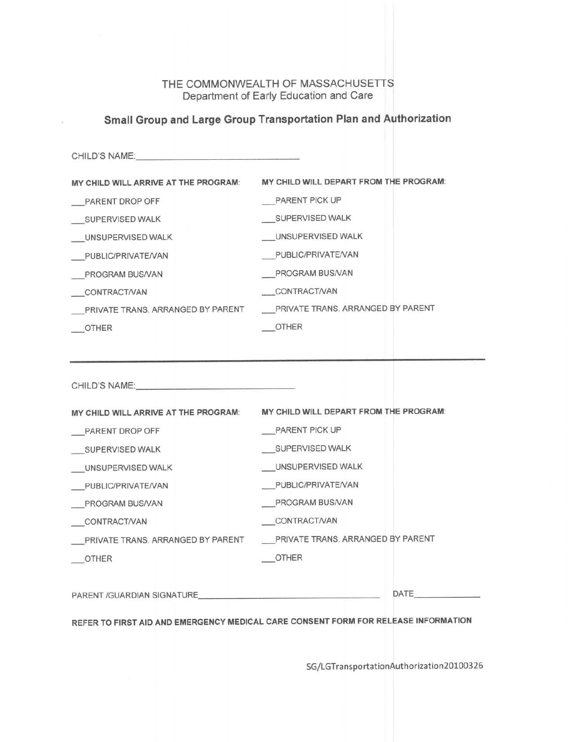THE COMMONWEALTH OF MASSACHUSETTS
Department of Early Education and Care

## Small Group and Large Group Transportation Plan and Authorization

CHILD'S NAME:________________________________

| **MY CHILD WILL ARRIVE AT THE PROGRAM:** | **MY CHILD WILL DEPART FROM THE PROGRAM:** |
|---|---|
| ___PARENT DROP OFF | ___PARENT PICK UP |
| ___SUPERVISED WALK | ___SUPERVISED WALK |
| ___UNSUPERVISED WALK | ___UNSUPERVISED WALK |
| ___PUBLIC/PRIVATE/VAN | ___PUBLIC/PRIVATE/VAN |
| ___PROGRAM BUS/VAN | ___PROGRAM BUS/VAN |
| ___CONTRACT/VAN | ___CONTRACT/VAN |
| ___PRIVATE TRANS. ARRANGED BY PARENT | ___PRIVATE TRANS. ARRANGED BY PARENT |
| ___OTHER | ___OTHER |

---

CHILD'S NAME:________________________________

| **MY CHILD WILL ARRIVE AT THE PROGRAM:** | **MY CHILD WILL DEPART FROM THE PROGRAM:** |
|---|---|
| ___PARENT DROP OFF | ___PARENT PICK UP |
| ___SUPERVISED WALK | ___SUPERVISED WALK |
| ___UNSUPERVISED WALK | ___UNSUPERVISED WALK |
| ___PUBLIC/PRIVATE/VAN | ___PUBLIC/PRIVATE/VAN |
| ___PROGRAM BUS/VAN | ___PROGRAM BUS/VAN |
| ___CONTRACT/VAN | ___CONTRACT/VAN |
| ___PRIVATE TRANS. ARRANGED BY PARENT | ___PRIVATE TRANS. ARRANGED BY PARENT |
| ___OTHER | ___OTHER |

PARENT /GUARDIAN SIGNATURE________________________________________ DATE______________

**REFER TO FIRST AID AND EMERGENCY MEDICAL CARE CONSENT FORM FOR RELEASE INFORMATION**

SG/LGTransportationAuthorization20100326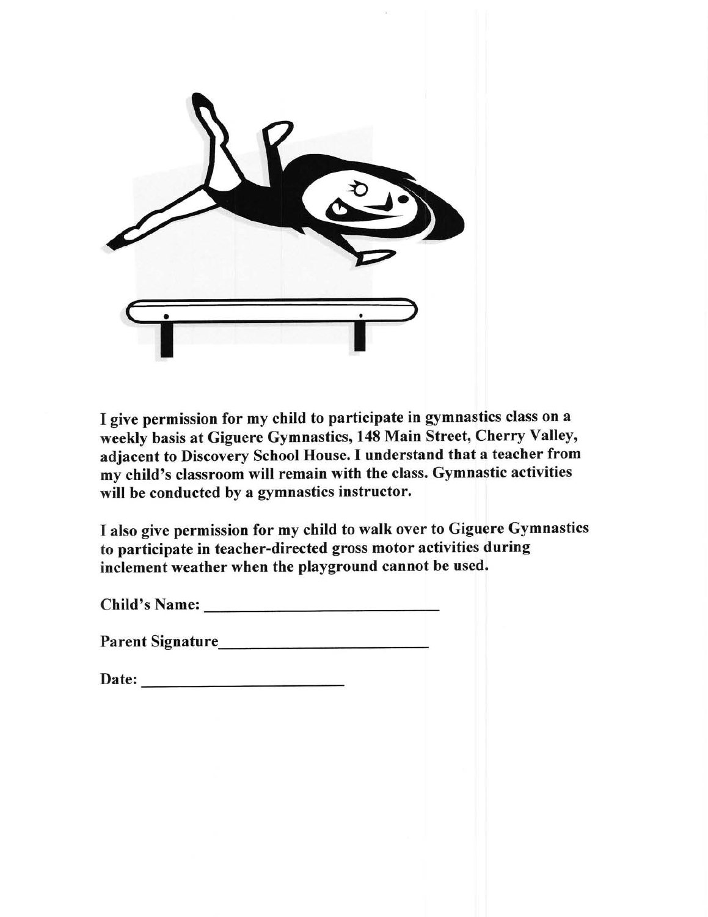**I give permission for my child to participate in gymnastics class on a weekly basis at Giguere Gymnastics, 148 Main Street, Cherry Valley, adjacent to Discovery School House. I understand that a teacher from my child's classroom will remain with the class. Gymnastic activities will be conducted by a gymnastics instructor.**

**I also give permission for my child to walk over to Giguere Gymnastics to participate in teacher-directed gross motor activities during inclement weather when the playground cannot be used.**

**Child's Name:** ___________________________

**Parent Signature**_________________________

**Date:** ________________________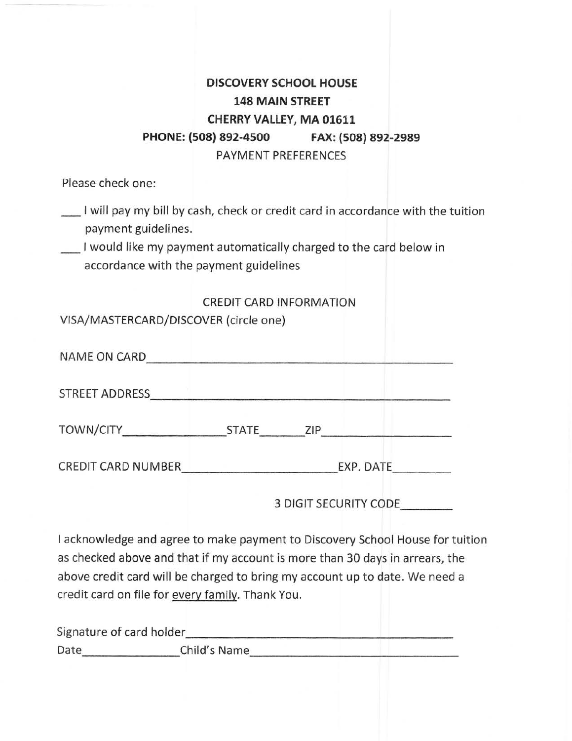**DISCOVERY SCHOOL HOUSE**

**148 MAIN STREET**

**CHERRY VALLEY, MA 01611**

**PHONE: (508) 892-4500 FAX: (508) 892-2989**

PAYMENT PREFERENCES

Please check one:

___ I will pay my bill by cash, check or credit card in accordance with the tuition payment guidelines.

___ I would like my payment automatically charged to the card below in accordance with the payment guidelines

CREDIT CARD INFORMATION

VISA/MASTERCARD/DISCOVER (circle one)

NAME ON CARD_______________________________________________

STREET ADDRESS_____________________________________________

TOWN/CITY________________STATE________ZIP___________________

CREDIT CARD NUMBER________________________EXP. DATE_________

3 DIGIT SECURITY CODE________

I acknowledge and agree to make payment to Discovery School House for tuition as checked above and that if my account is more than 30 days in arrears, the above credit card will be charged to bring my account up to date. We need a credit card on file for <u>every family</u>. Thank You.

Signature of card holder_____________________________________________

Date________________Child's Name_________________________________